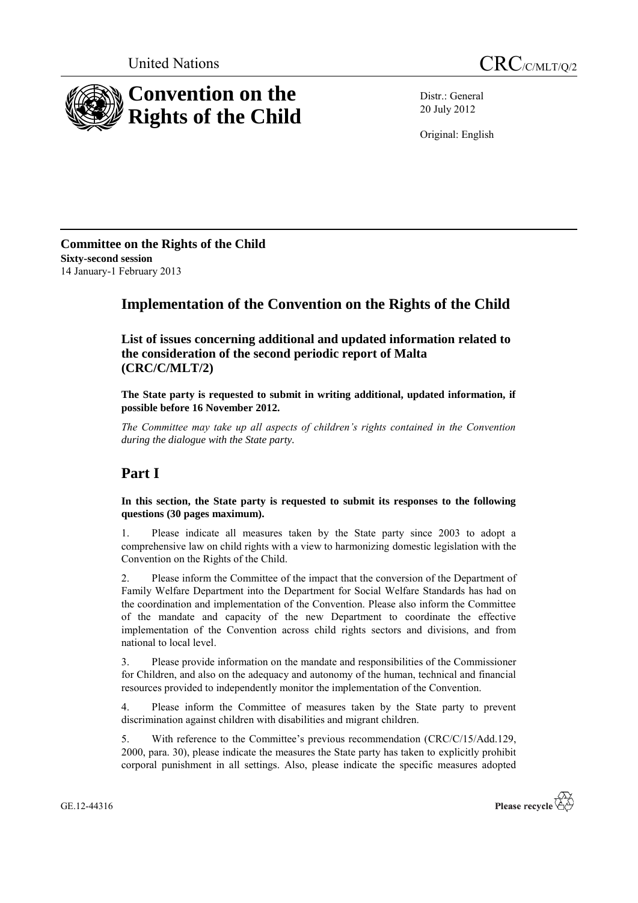United Nations

CRC/C/MLT/Q/2

# Convention on the Rights of the Child

Distr.: General
20 July 2012

Original: English

**Committee on the Rights of the Child**
**Sixty-second session**
14 January-1 February 2013

# Implementation of the Convention on the Rights of the Child

## List of issues concerning additional and updated information related to the consideration of the second periodic report of Malta (CRC/C/MLT/2)

**The State party is requested to submit in writing additional, updated information, if possible before 16 November 2012.**

*The Committee may take up all aspects of children's rights contained in the Convention during the dialogue with the State party.*

# Part I

**In this section, the State party is requested to submit its responses to the following questions (30 pages maximum).**

1. Please indicate all measures taken by the State party since 2003 to adopt a comprehensive law on child rights with a view to harmonizing domestic legislation with the Convention on the Rights of the Child.

2. Please inform the Committee of the impact that the conversion of the Department of Family Welfare Department into the Department for Social Welfare Standards has had on the coordination and implementation of the Convention. Please also inform the Committee of the mandate and capacity of the new Department to coordinate the effective implementation of the Convention across child rights sectors and divisions, and from national to local level.

3. Please provide information on the mandate and responsibilities of the Commissioner for Children, and also on the adequacy and autonomy of the human, technical and financial resources provided to independently monitor the implementation of the Convention.

4. Please inform the Committee of measures taken by the State party to prevent discrimination against children with disabilities and migrant children.

5. With reference to the Committee's previous recommendation (CRC/C/15/Add.129, 2000, para. 30), please indicate the measures the State party has taken to explicitly prohibit corporal punishment in all settings. Also, please indicate the specific measures adopted

GE.12-44316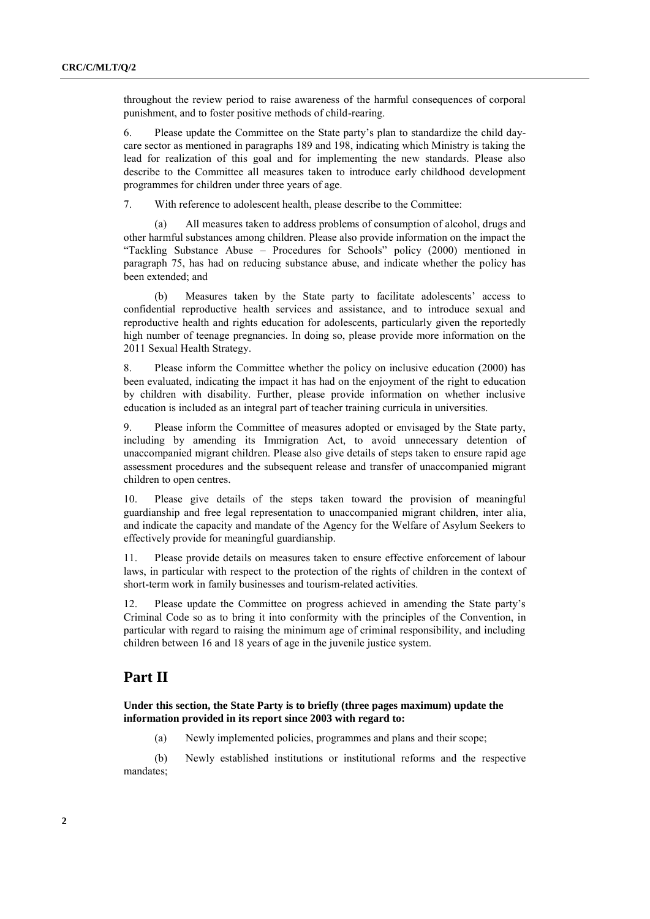throughout the review period to raise awareness of the harmful consequences of corporal punishment, and to foster positive methods of child-rearing.

6. Please update the Committee on the State party's plan to standardize the child day-care sector as mentioned in paragraphs 189 and 198, indicating which Ministry is taking the lead for realization of this goal and for implementing the new standards. Please also describe to the Committee all measures taken to introduce early childhood development programmes for children under three years of age.

7. With reference to adolescent health, please describe to the Committee:

(a) All measures taken to address problems of consumption of alcohol, drugs and other harmful substances among children. Please also provide information on the impact the "Tackling Substance Abuse – Procedures for Schools" policy (2000) mentioned in paragraph 75, has had on reducing substance abuse, and indicate whether the policy has been extended; and

(b) Measures taken by the State party to facilitate adolescents' access to confidential reproductive health services and assistance, and to introduce sexual and reproductive health and rights education for adolescents, particularly given the reportedly high number of teenage pregnancies. In doing so, please provide more information on the 2011 Sexual Health Strategy.

8. Please inform the Committee whether the policy on inclusive education (2000) has been evaluated, indicating the impact it has had on the enjoyment of the right to education by children with disability. Further, please provide information on whether inclusive education is included as an integral part of teacher training curricula in universities.

9. Please inform the Committee of measures adopted or envisaged by the State party, including by amending its Immigration Act, to avoid unnecessary detention of unaccompanied migrant children. Please also give details of steps taken to ensure rapid age assessment procedures and the subsequent release and transfer of unaccompanied migrant children to open centres.

10. Please give details of the steps taken toward the provision of meaningful guardianship and free legal representation to unaccompanied migrant children, inter alia, and indicate the capacity and mandate of the Agency for the Welfare of Asylum Seekers to effectively provide for meaningful guardianship.

11. Please provide details on measures taken to ensure effective enforcement of labour laws, in particular with respect to the protection of the rights of children in the context of short-term work in family businesses and tourism-related activities.

12. Please update the Committee on progress achieved in amending the State party's Criminal Code so as to bring it into conformity with the principles of the Convention, in particular with regard to raising the minimum age of criminal responsibility, and including children between 16 and 18 years of age in the juvenile justice system.

## Part II

**Under this section, the State Party is to briefly (three pages maximum) update the information provided in its report since 2003 with regard to:**

(a) Newly implemented policies, programmes and plans and their scope;

(b) Newly established institutions or institutional reforms and the respective mandates;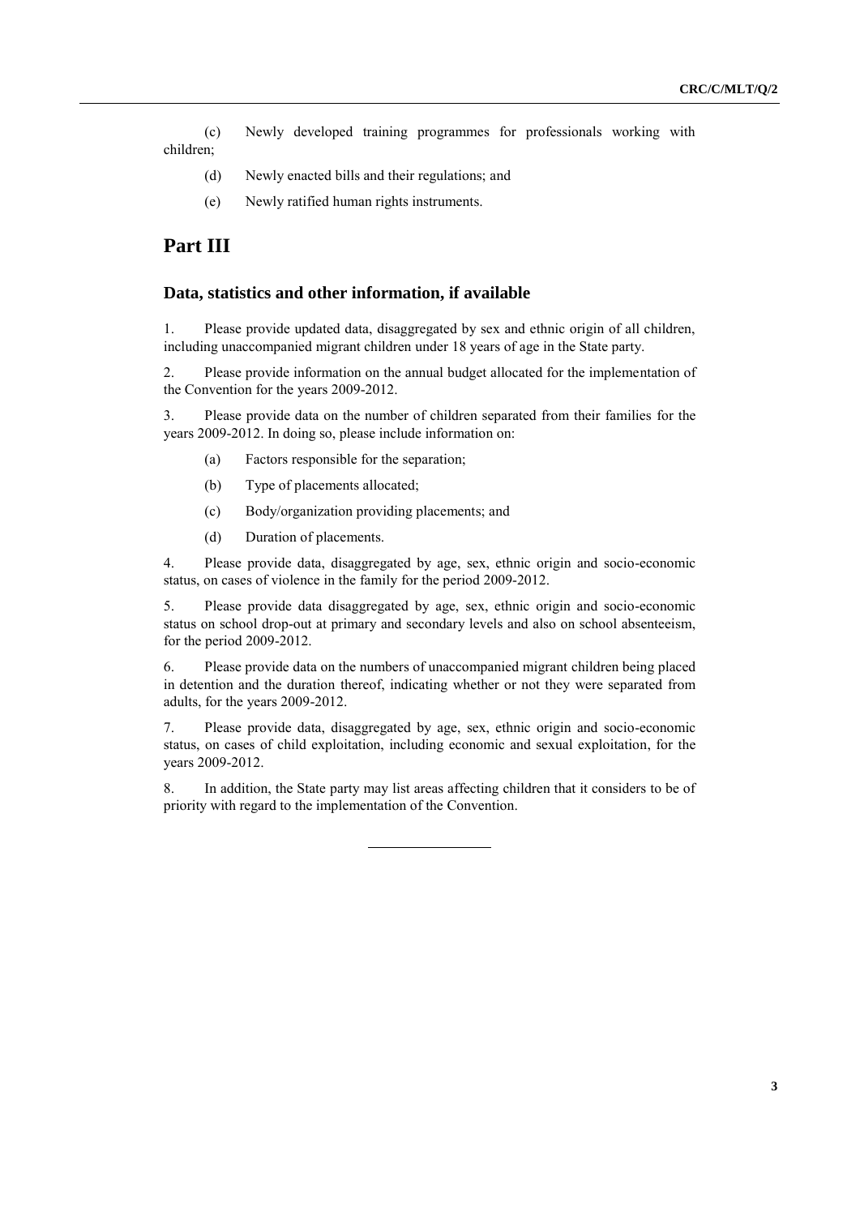(c) Newly developed training programmes for professionals working with children;

(d) Newly enacted bills and their regulations; and

(e) Newly ratified human rights instruments.

# Part III

## Data, statistics and other information, if available

1. Please provide updated data, disaggregated by sex and ethnic origin of all children, including unaccompanied migrant children under 18 years of age in the State party.

2. Please provide information on the annual budget allocated for the implementation of the Convention for the years 2009-2012.

3. Please provide data on the number of children separated from their families for the years 2009-2012. In doing so, please include information on:

(a) Factors responsible for the separation;

(b) Type of placements allocated;

(c) Body/organization providing placements; and

(d) Duration of placements.

4. Please provide data, disaggregated by age, sex, ethnic origin and socio-economic status, on cases of violence in the family for the period 2009-2012.

5. Please provide data disaggregated by age, sex, ethnic origin and socio-economic status on school drop-out at primary and secondary levels and also on school absenteeism, for the period 2009-2012.

6. Please provide data on the numbers of unaccompanied migrant children being placed in detention and the duration thereof, indicating whether or not they were separated from adults, for the years 2009-2012.

7. Please provide data, disaggregated by age, sex, ethnic origin and socio-economic status, on cases of child exploitation, including economic and sexual exploitation, for the years 2009-2012.

8. In addition, the State party may list areas affecting children that it considers to be of priority with regard to the implementation of the Convention.